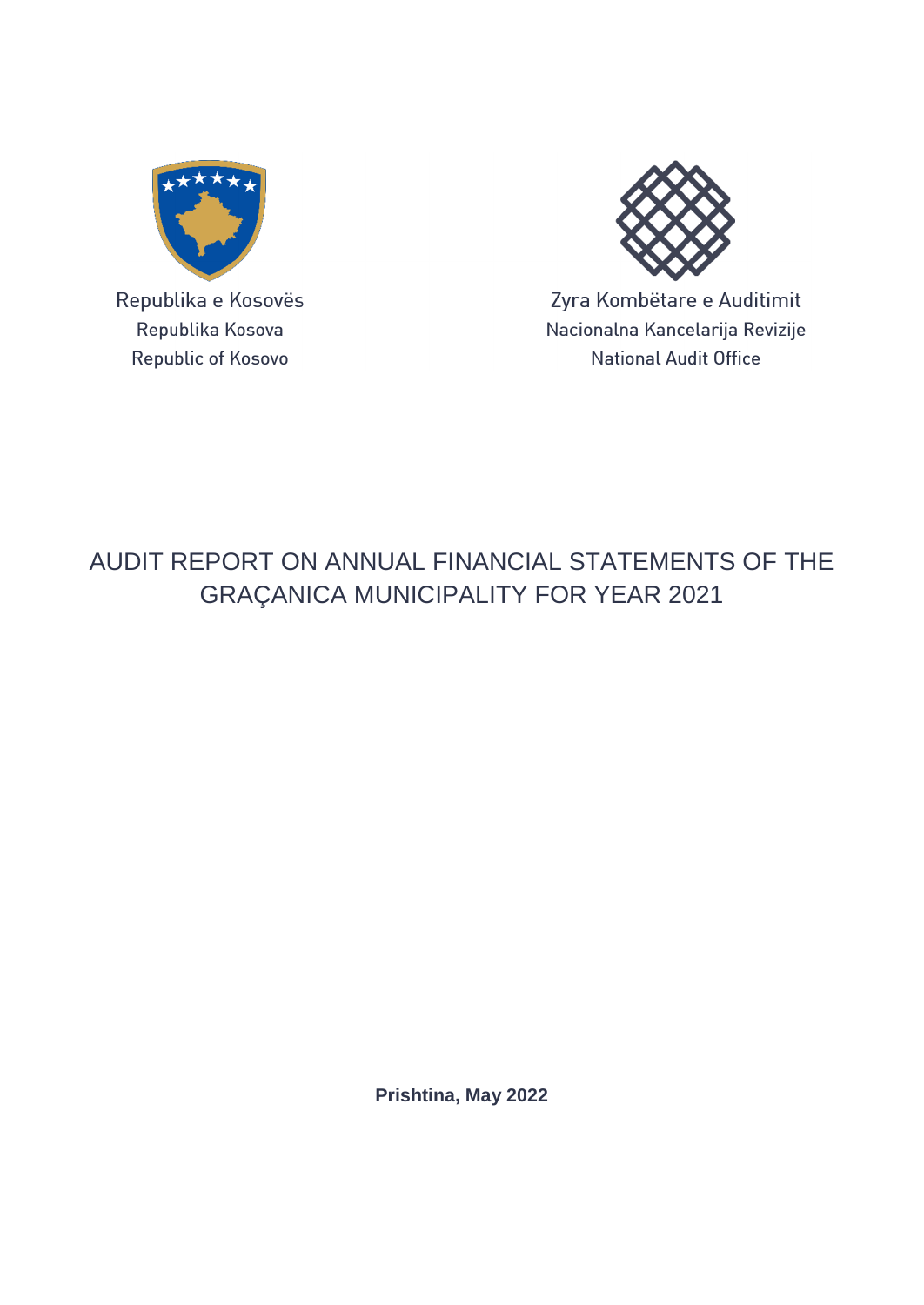Republika e Kosovës
Republika Kosova
Republic of Kosovo

Zyra Kombëtare e Auditimit
Nacionalna Kancelarija Revizije
National Audit Office

# AUDIT REPORT ON ANNUAL FINANCIAL STATEMENTS OF THE GRAÇANICA MUNICIPALITY FOR YEAR 2021

**Prishtina, May 2022**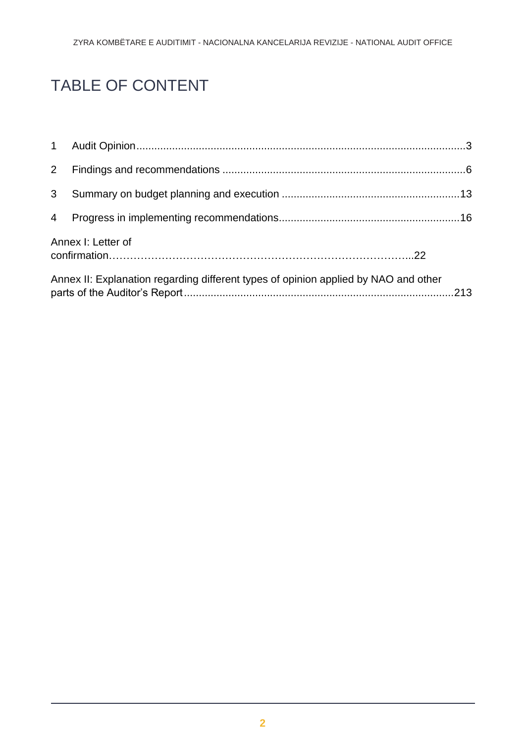# TABLE OF CONTENT

1 Audit Opinion.......................................................................................................3

2 Findings and recommendations ........................................................................6

3 Summary on budget planning and execution ..................................................13

4 Progress in implementing recommendations...................................................16

Annex I: Letter of confirmation…………………………………………………………………..22

Annex II: Explanation regarding different types of opinion applied by NAO and other parts of the Auditor's Report...............................................................................213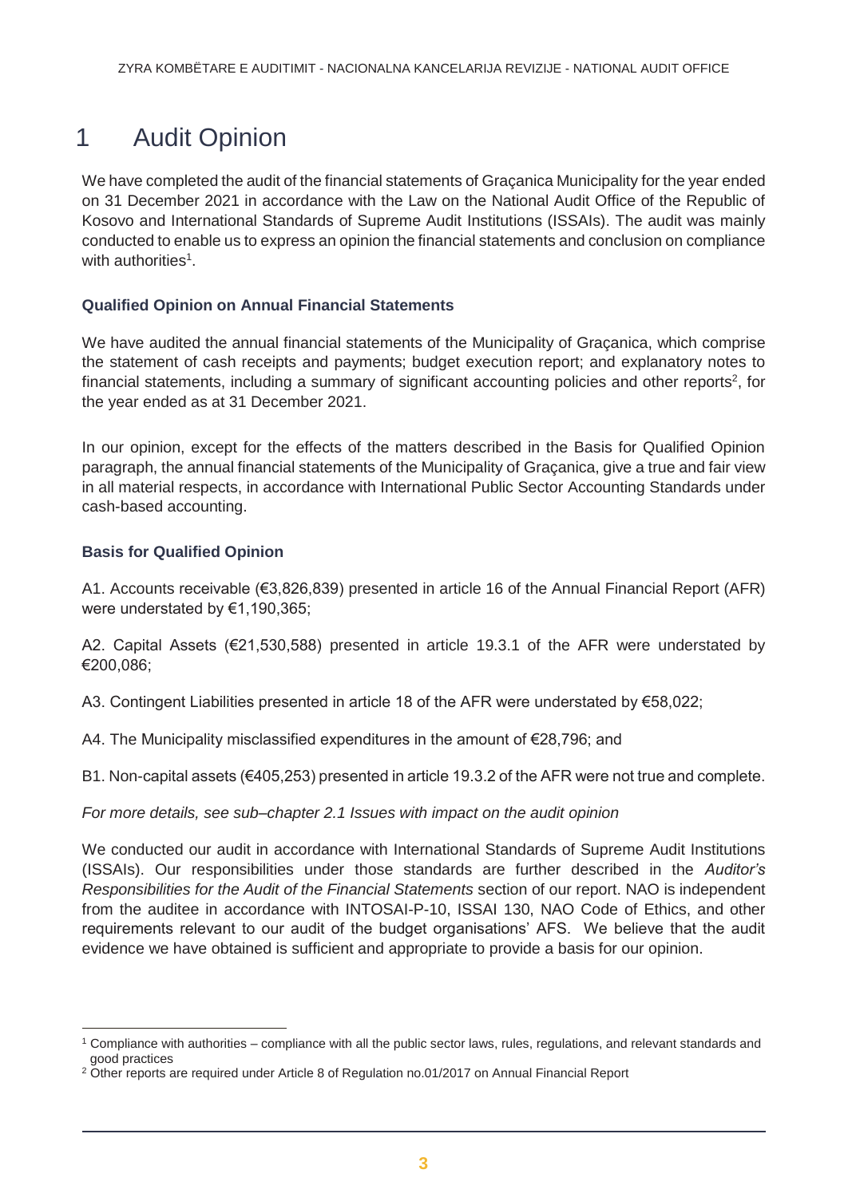# 1 Audit Opinion

We have completed the audit of the financial statements of Graçanica Municipality for the year ended on 31 December 2021 in accordance with the Law on the National Audit Office of the Republic of Kosovo and International Standards of Supreme Audit Institutions (ISSAIs). The audit was mainly conducted to enable us to express an opinion the financial statements and conclusion on compliance with authorities[1].

### Qualified Opinion on Annual Financial Statements

We have audited the annual financial statements of the Municipality of Graçanica, which comprise the statement of cash receipts and payments; budget execution report; and explanatory notes to financial statements, including a summary of significant accounting policies and other reports[2], for the year ended as at 31 December 2021.

In our opinion, except for the effects of the matters described in the Basis for Qualified Opinion paragraph, the annual financial statements of the Municipality of Graçanica, give a true and fair view in all material respects, in accordance with International Public Sector Accounting Standards under cash-based accounting.

### Basis for Qualified Opinion

A1. Accounts receivable (€3,826,839) presented in article 16 of the Annual Financial Report (AFR) were understated by €1,190,365;

A2. Capital Assets (€21,530,588) presented in article 19.3.1 of the AFR were understated by €200,086;

A3. Contingent Liabilities presented in article 18 of the AFR were understated by €58,022;

A4. The Municipality misclassified expenditures in the amount of €28,796; and

B1. Non-capital assets (€405,253) presented in article 19.3.2 of the AFR were not true and complete.

*For more details, see sub–chapter 2.1 Issues with impact on the audit opinion*

We conducted our audit in accordance with International Standards of Supreme Audit Institutions (ISSAIs). Our responsibilities under those standards are further described in the *Auditor's Responsibilities for the Audit of the Financial Statements* section of our report. NAO is independent from the auditee in accordance with INTOSAI-P-10, ISSAI 130, NAO Code of Ethics, and other requirements relevant to our audit of the budget organisations' AFS. We believe that the audit evidence we have obtained is sufficient and appropriate to provide a basis for our opinion.

---

[1] Compliance with authorities – compliance with all the public sector laws, rules, regulations, and relevant standards and good practices

[2] Other reports are required under Article 8 of Regulation no.01/2017 on Annual Financial Report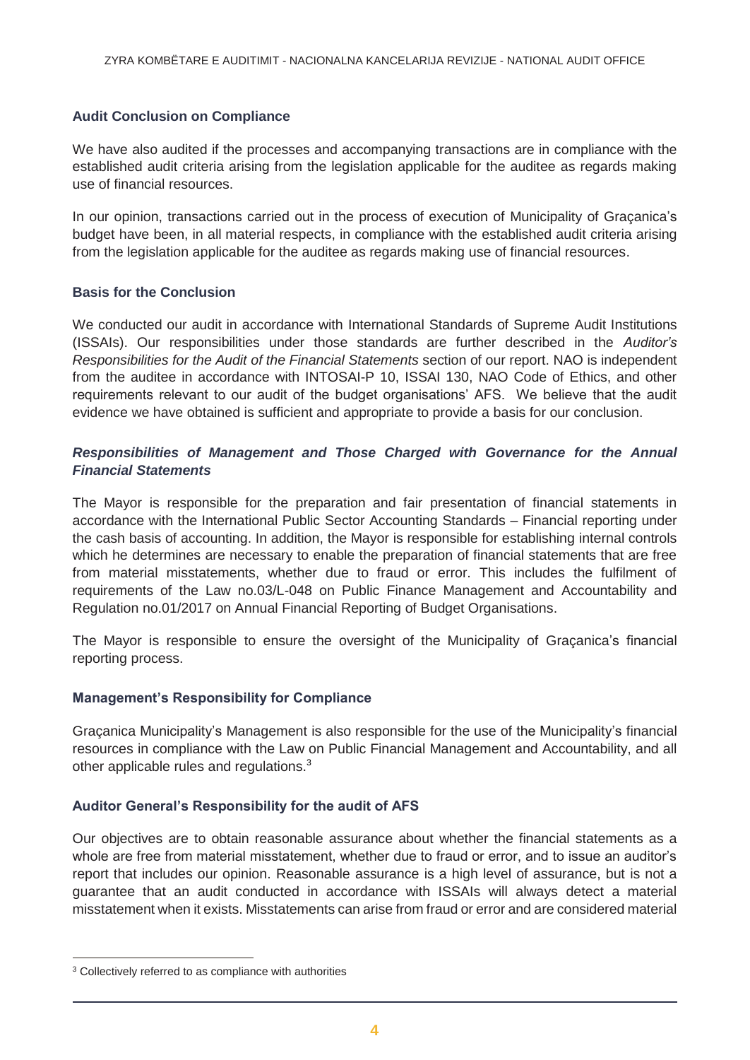### Audit Conclusion on Compliance

We have also audited if the processes and accompanying transactions are in compliance with the established audit criteria arising from the legislation applicable for the auditee as regards making use of financial resources.

In our opinion, transactions carried out in the process of execution of Municipality of Graçanica's budget have been, in all material respects, in compliance with the established audit criteria arising from the legislation applicable for the auditee as regards making use of financial resources.

### Basis for the Conclusion

We conducted our audit in accordance with International Standards of Supreme Audit Institutions (ISSAIs). Our responsibilities under those standards are further described in the *Auditor's Responsibilities for the Audit of the Financial Statements* section of our report. NAO is independent from the auditee in accordance with INTOSAI-P 10, ISSAI 130, NAO Code of Ethics, and other requirements relevant to our audit of the budget organisations' AFS. We believe that the audit evidence we have obtained is sufficient and appropriate to provide a basis for our conclusion.

### *Responsibilities of Management and Those Charged with Governance for the Annual Financial Statements*

The Mayor is responsible for the preparation and fair presentation of financial statements in accordance with the International Public Sector Accounting Standards – Financial reporting under the cash basis of accounting. In addition, the Mayor is responsible for establishing internal controls which he determines are necessary to enable the preparation of financial statements that are free from material misstatements, whether due to fraud or error. This includes the fulfilment of requirements of the Law no.03/L-048 on Public Finance Management and Accountability and Regulation no.01/2017 on Annual Financial Reporting of Budget Organisations.

The Mayor is responsible to ensure the oversight of the Municipality of Graçanica's financial reporting process.

### Management's Responsibility for Compliance

Graçanica Municipality's Management is also responsible for the use of the Municipality's financial resources in compliance with the Law on Public Financial Management and Accountability, and all other applicable rules and regulations.[3]

### Auditor General's Responsibility for the audit of AFS

Our objectives are to obtain reasonable assurance about whether the financial statements as a whole are free from material misstatement, whether due to fraud or error, and to issue an auditor's report that includes our opinion. Reasonable assurance is a high level of assurance, but is not a guarantee that an audit conducted in accordance with ISSAIs will always detect a material misstatement when it exists. Misstatements can arise from fraud or error and are considered material

[3] Collectively referred to as compliance with authorities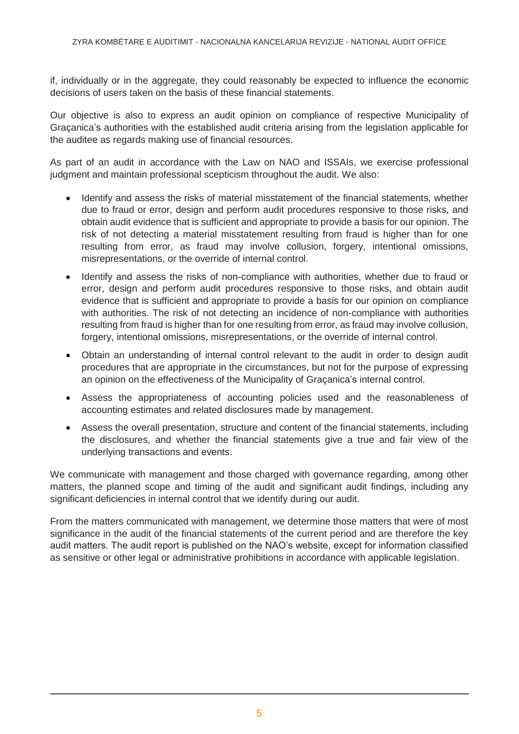if, individually or in the aggregate, they could reasonably be expected to influence the economic decisions of users taken on the basis of these financial statements.

Our objective is also to express an audit opinion on compliance of respective Municipality of Graçanica's authorities with the established audit criteria arising from the legislation applicable for the auditee as regards making use of financial resources.

As part of an audit in accordance with the Law on NAO and ISSAIs, we exercise professional judgment and maintain professional scepticism throughout the audit. We also:

- Identify and assess the risks of material misstatement of the financial statements, whether due to fraud or error, design and perform audit procedures responsive to those risks, and obtain audit evidence that is sufficient and appropriate to provide a basis for our opinion. The risk of not detecting a material misstatement resulting from fraud is higher than for one resulting from error, as fraud may involve collusion, forgery, intentional omissions, misrepresentations, or the override of internal control.
- Identify and assess the risks of non-compliance with authorities, whether due to fraud or error, design and perform audit procedures responsive to those risks, and obtain audit evidence that is sufficient and appropriate to provide a basis for our opinion on compliance with authorities. The risk of not detecting an incidence of non-compliance with authorities resulting from fraud is higher than for one resulting from error, as fraud may involve collusion, forgery, intentional omissions, misrepresentations, or the override of internal control.
- Obtain an understanding of internal control relevant to the audit in order to design audit procedures that are appropriate in the circumstances, but not for the purpose of expressing an opinion on the effectiveness of the Municipality of Graçanica's internal control.
- Assess the appropriateness of accounting policies used and the reasonableness of accounting estimates and related disclosures made by management.
- Assess the overall presentation, structure and content of the financial statements, including the disclosures, and whether the financial statements give a true and fair view of the underlying transactions and events.

We communicate with management and those charged with governance regarding, among other matters, the planned scope and timing of the audit and significant audit findings, including any significant deficiencies in internal control that we identify during our audit.

From the matters communicated with management, we determine those matters that were of most significance in the audit of the financial statements of the current period and are therefore the key audit matters. The audit report is published on the NAO's website, except for information classified as sensitive or other legal or administrative prohibitions in accordance with applicable legislation.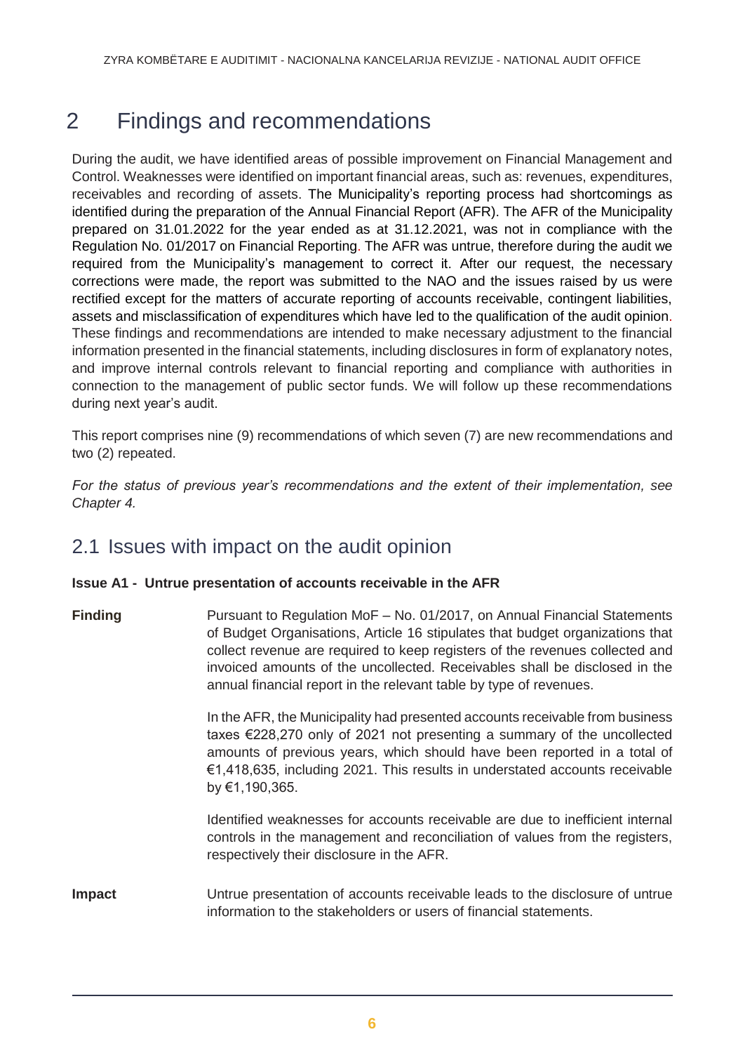# 2 Findings and recommendations

During the audit, we have identified areas of possible improvement on Financial Management and Control. Weaknesses were identified on important financial areas, such as: revenues, expenditures, receivables and recording of assets. The Municipality's reporting process had shortcomings as identified during the preparation of the Annual Financial Report (AFR). The AFR of the Municipality prepared on 31.01.2022 for the year ended as at 31.12.2021, was not in compliance with the Regulation No. 01/2017 on Financial Reporting. The AFR was untrue, therefore during the audit we required from the Municipality's management to correct it. After our request, the necessary corrections were made, the report was submitted to the NAO and the issues raised by us were rectified except for the matters of accurate reporting of accounts receivable, contingent liabilities, assets and misclassification of expenditures which have led to the qualification of the audit opinion. These findings and recommendations are intended to make necessary adjustment to the financial information presented in the financial statements, including disclosures in form of explanatory notes, and improve internal controls relevant to financial reporting and compliance with authorities in connection to the management of public sector funds. We will follow up these recommendations during next year's audit.

This report comprises nine (9) recommendations of which seven (7) are new recommendations and two (2) repeated.

*For the status of previous year's recommendations and the extent of their implementation, see Chapter 4.*

## 2.1 Issues with impact on the audit opinion

**Issue A1 - Untrue presentation of accounts receivable in the AFR**

**Finding**

Pursuant to Regulation MoF – No. 01/2017, on Annual Financial Statements of Budget Organisations, Article 16 stipulates that budget organizations that collect revenue are required to keep registers of the revenues collected and invoiced amounts of the uncollected. Receivables shall be disclosed in the annual financial report in the relevant table by type of revenues.

In the AFR, the Municipality had presented accounts receivable from business taxes €228,270 only of 2021 not presenting a summary of the uncollected amounts of previous years, which should have been reported in a total of €1,418,635, including 2021. This results in understated accounts receivable by €1,190,365.

Identified weaknesses for accounts receivable are due to inefficient internal controls in the management and reconciliation of values from the registers, respectively their disclosure in the AFR.

**Impact**

Untrue presentation of accounts receivable leads to the disclosure of untrue information to the stakeholders or users of financial statements.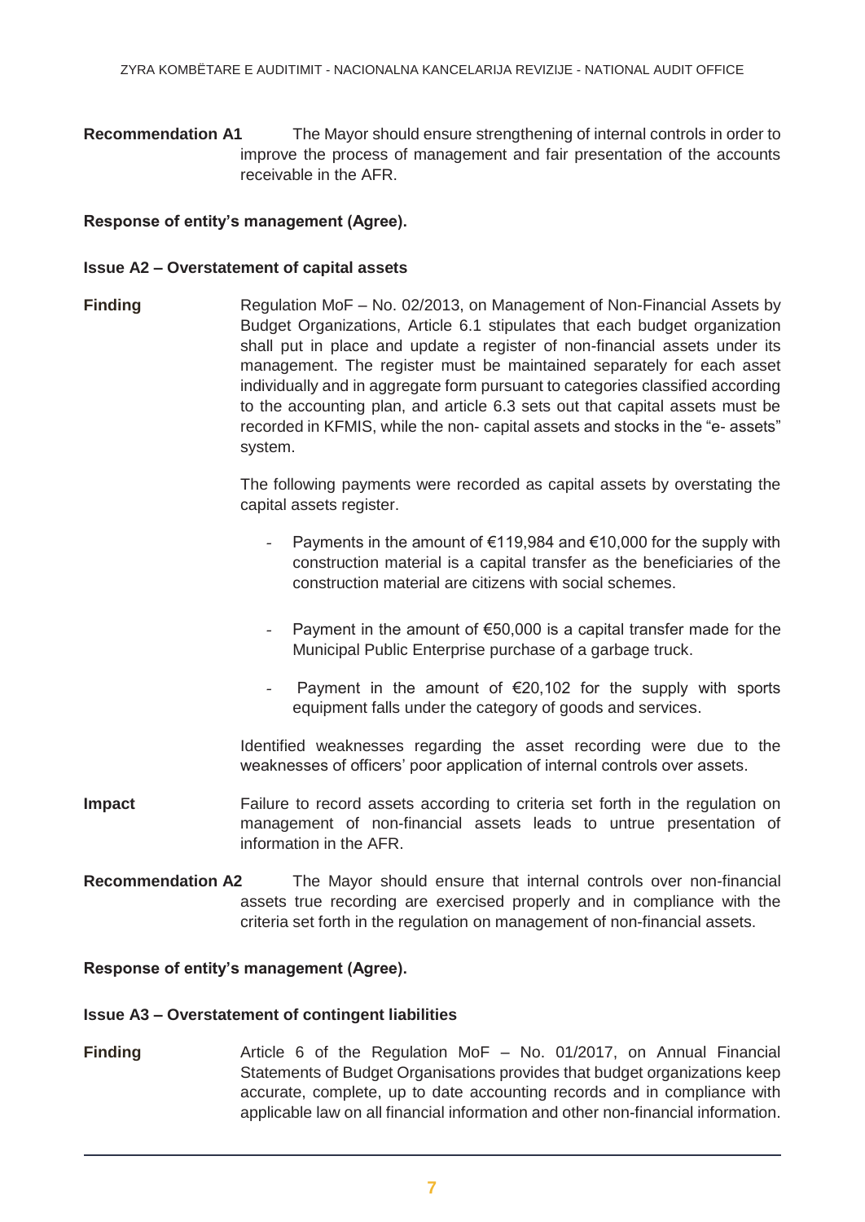**Recommendation A1** The Mayor should ensure strengthening of internal controls in order to improve the process of management and fair presentation of the accounts receivable in the AFR.

**Response of entity's management (Agree).**

**Issue A2 – Overstatement of capital assets**

**Finding** Regulation MoF – No. 02/2013, on Management of Non-Financial Assets by Budget Organizations, Article 6.1 stipulates that each budget organization shall put in place and update a register of non-financial assets under its management. The register must be maintained separately for each asset individually and in aggregate form pursuant to categories classified according to the accounting plan, and article 6.3 sets out that capital assets must be recorded in KFMIS, while the non- capital assets and stocks in the "e- assets" system.

The following payments were recorded as capital assets by overstating the capital assets register.

- Payments in the amount of €119,984 and €10,000 for the supply with construction material is a capital transfer as the beneficiaries of the construction material are citizens with social schemes.

- Payment in the amount of €50,000 is a capital transfer made for the Municipal Public Enterprise purchase of a garbage truck.

- Payment in the amount of €20,102 for the supply with sports equipment falls under the category of goods and services.

Identified weaknesses regarding the asset recording were due to the weaknesses of officers' poor application of internal controls over assets.

**Impact** Failure to record assets according to criteria set forth in the regulation on management of non-financial assets leads to untrue presentation of information in the AFR.

**Recommendation A2** The Mayor should ensure that internal controls over non-financial assets true recording are exercised properly and in compliance with the criteria set forth in the regulation on management of non-financial assets.

**Response of entity's management (Agree).**

**Issue A3 – Overstatement of contingent liabilities**

**Finding** Article 6 of the Regulation MoF – No. 01/2017, on Annual Financial Statements of Budget Organisations provides that budget organizations keep accurate, complete, up to date accounting records and in compliance with applicable law on all financial information and other non-financial information.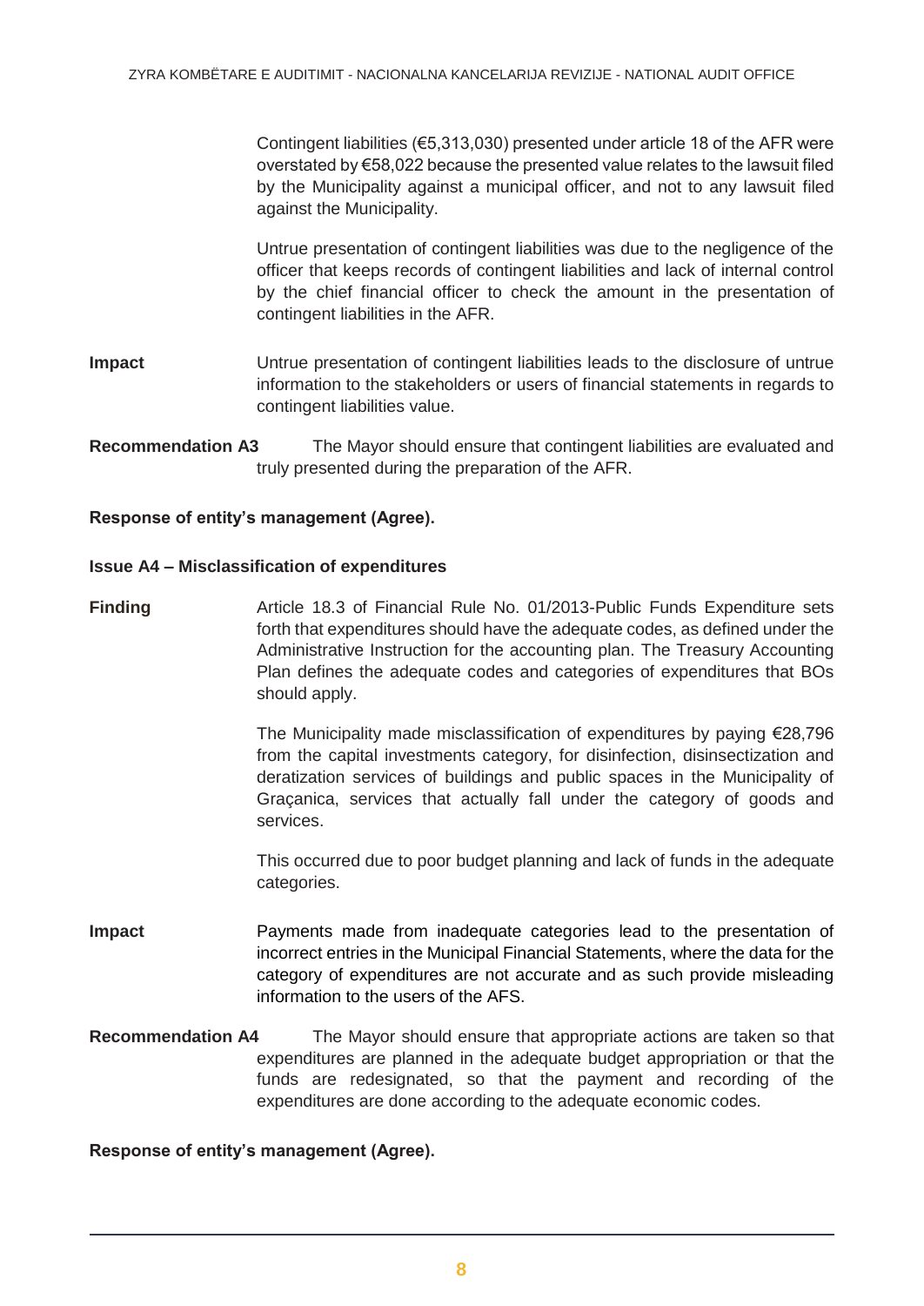Contingent liabilities (€5,313,030) presented under article 18 of the AFR were overstated by €58,022 because the presented value relates to the lawsuit filed by the Municipality against a municipal officer, and not to any lawsuit filed against the Municipality.

Untrue presentation of contingent liabilities was due to the negligence of the officer that keeps records of contingent liabilities and lack of internal control by the chief financial officer to check the amount in the presentation of contingent liabilities in the AFR.

**Impact** Untrue presentation of contingent liabilities leads to the disclosure of untrue information to the stakeholders or users of financial statements in regards to contingent liabilities value.

**Recommendation A3** The Mayor should ensure that contingent liabilities are evaluated and truly presented during the preparation of the AFR.

**Response of entity's management (Agree).**

**Issue A4 – Misclassification of expenditures**

**Finding** Article 18.3 of Financial Rule No. 01/2013-Public Funds Expenditure sets forth that expenditures should have the adequate codes, as defined under the Administrative Instruction for the accounting plan. The Treasury Accounting Plan defines the adequate codes and categories of expenditures that BOs should apply.

The Municipality made misclassification of expenditures by paying €28,796 from the capital investments category, for disinfection, disinsectization and deratization services of buildings and public spaces in the Municipality of Graçanica, services that actually fall under the category of goods and services.

This occurred due to poor budget planning and lack of funds in the adequate categories.

**Impact** Payments made from inadequate categories lead to the presentation of incorrect entries in the Municipal Financial Statements, where the data for the category of expenditures are not accurate and as such provide misleading information to the users of the AFS.

**Recommendation A4** The Mayor should ensure that appropriate actions are taken so that expenditures are planned in the adequate budget appropriation or that the funds are redesignated, so that the payment and recording of the expenditures are done according to the adequate economic codes.

**Response of entity's management (Agree).**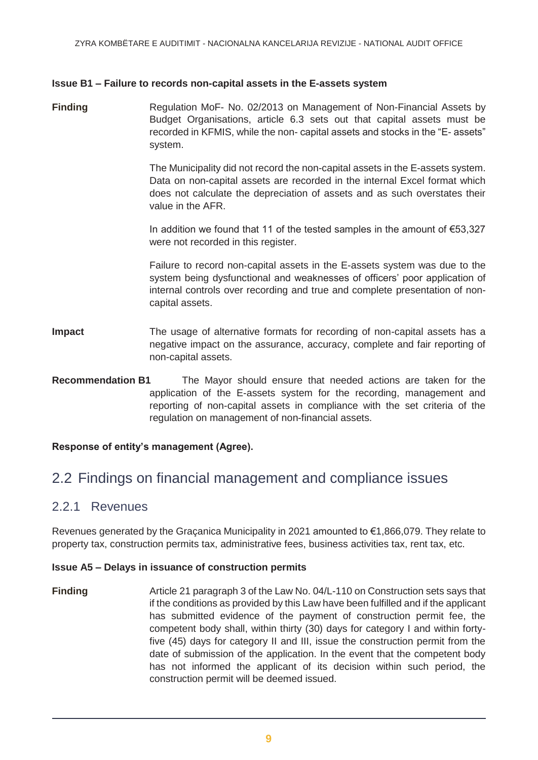**Issue B1 – Failure to records non-capital assets in the E-assets system**

**Finding** Regulation MoF- No. 02/2013 on Management of Non-Financial Assets by Budget Organisations, article 6.3 sets out that capital assets must be recorded in KFMIS, while the non- capital assets and stocks in the "E- assets" system.

The Municipality did not record the non-capital assets in the E-assets system. Data on non-capital assets are recorded in the internal Excel format which does not calculate the depreciation of assets and as such overstates their value in the AFR.

In addition we found that 11 of the tested samples in the amount of €53,327 were not recorded in this register.

Failure to record non-capital assets in the E-assets system was due to the system being dysfunctional and weaknesses of officers' poor application of internal controls over recording and true and complete presentation of non-capital assets.

**Impact** The usage of alternative formats for recording of non-capital assets has a negative impact on the assurance, accuracy, complete and fair reporting of non-capital assets.

**Recommendation B1** The Mayor should ensure that needed actions are taken for the application of the E-assets system for the recording, management and reporting of non-capital assets in compliance with the set criteria of the regulation on management of non-financial assets.

**Response of entity's management (Agree).**

## 2.2 Findings on financial management and compliance issues

### 2.2.1 Revenues

Revenues generated by the Graçanica Municipality in 2021 amounted to €1,866,079. They relate to property tax, construction permits tax, administrative fees, business activities tax, rent tax, etc.

**Issue A5 – Delays in issuance of construction permits**

**Finding** Article 21 paragraph 3 of the Law No. 04/L-110 on Construction sets says that if the conditions as provided by this Law have been fulfilled and if the applicant has submitted evidence of the payment of construction permit fee, the competent body shall, within thirty (30) days for category I and within forty-five (45) days for category II and III, issue the construction permit from the date of submission of the application. In the event that the competent body has not informed the applicant of its decision within such period, the construction permit will be deemed issued.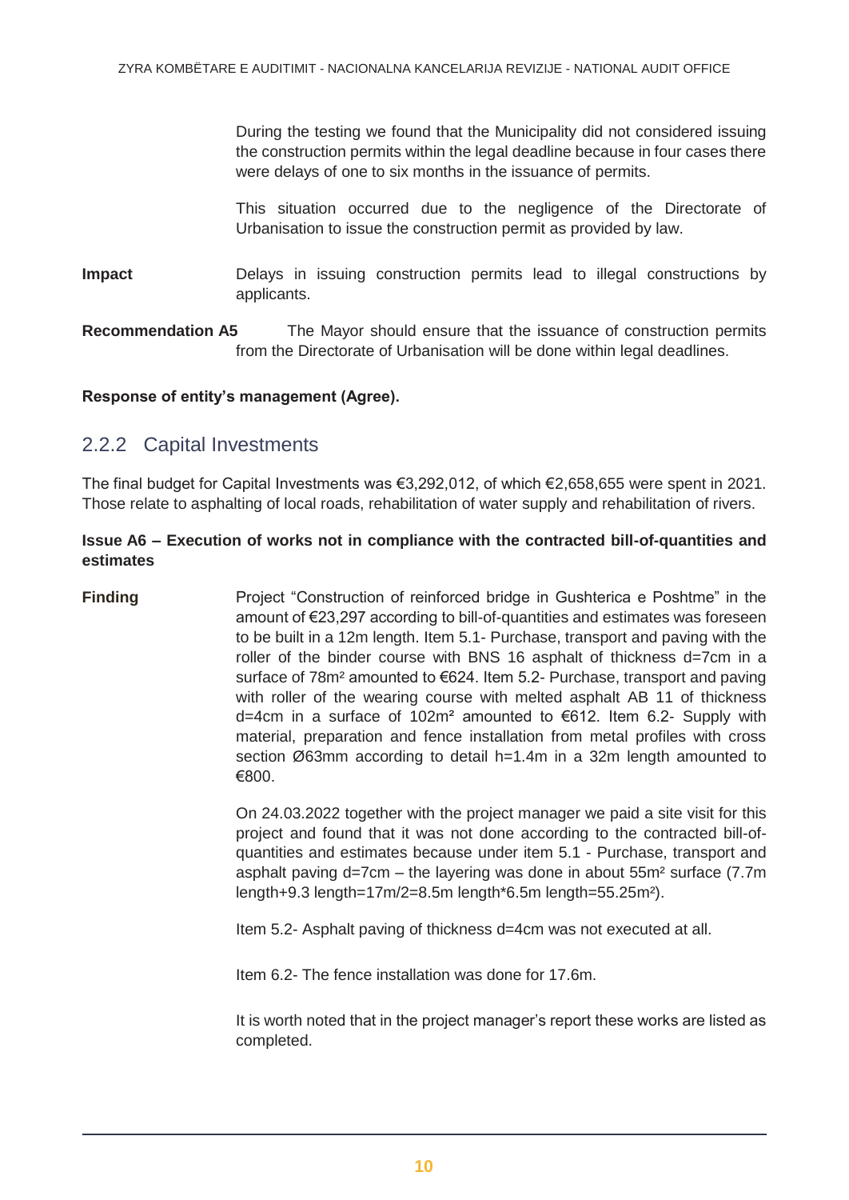During the testing we found that the Municipality did not considered issuing the construction permits within the legal deadline because in four cases there were delays of one to six months in the issuance of permits.

This situation occurred due to the negligence of the Directorate of Urbanisation to issue the construction permit as provided by law.

**Impact** Delays in issuing construction permits lead to illegal constructions by applicants.

**Recommendation A5** The Mayor should ensure that the issuance of construction permits from the Directorate of Urbanisation will be done within legal deadlines.

**Response of entity's management (Agree).**

## 2.2.2 Capital Investments

The final budget for Capital Investments was €3,292,012, of which €2,658,655 were spent in 2021. Those relate to asphalting of local roads, rehabilitation of water supply and rehabilitation of rivers.

**Issue A6 – Execution of works not in compliance with the contracted bill-of-quantities and estimates**

**Finding** Project "Construction of reinforced bridge in Gushterica e Poshtme" in the amount of €23,297 according to bill-of-quantities and estimates was foreseen to be built in a 12m length. Item 5.1- Purchase, transport and paving with the roller of the binder course with BNS 16 asphalt of thickness d=7cm in a surface of 78m² amounted to €624. Item 5.2- Purchase, transport and paving with roller of the wearing course with melted asphalt AB 11 of thickness d=4cm in a surface of 102m² amounted to €612. Item 6.2- Supply with material, preparation and fence installation from metal profiles with cross section Ø63mm according to detail h=1.4m in a 32m length amounted to €800.

On 24.03.2022 together with the project manager we paid a site visit for this project and found that it was not done according to the contracted bill-of-quantities and estimates because under item 5.1 - Purchase, transport and asphalt paving d=7cm – the layering was done in about 55m² surface (7.7m length+9.3 length=17m/2=8.5m length*6.5m length=55.25m²).

Item 5.2- Asphalt paving of thickness d=4cm was not executed at all.

Item 6.2- The fence installation was done for 17.6m.

It is worth noted that in the project manager's report these works are listed as completed.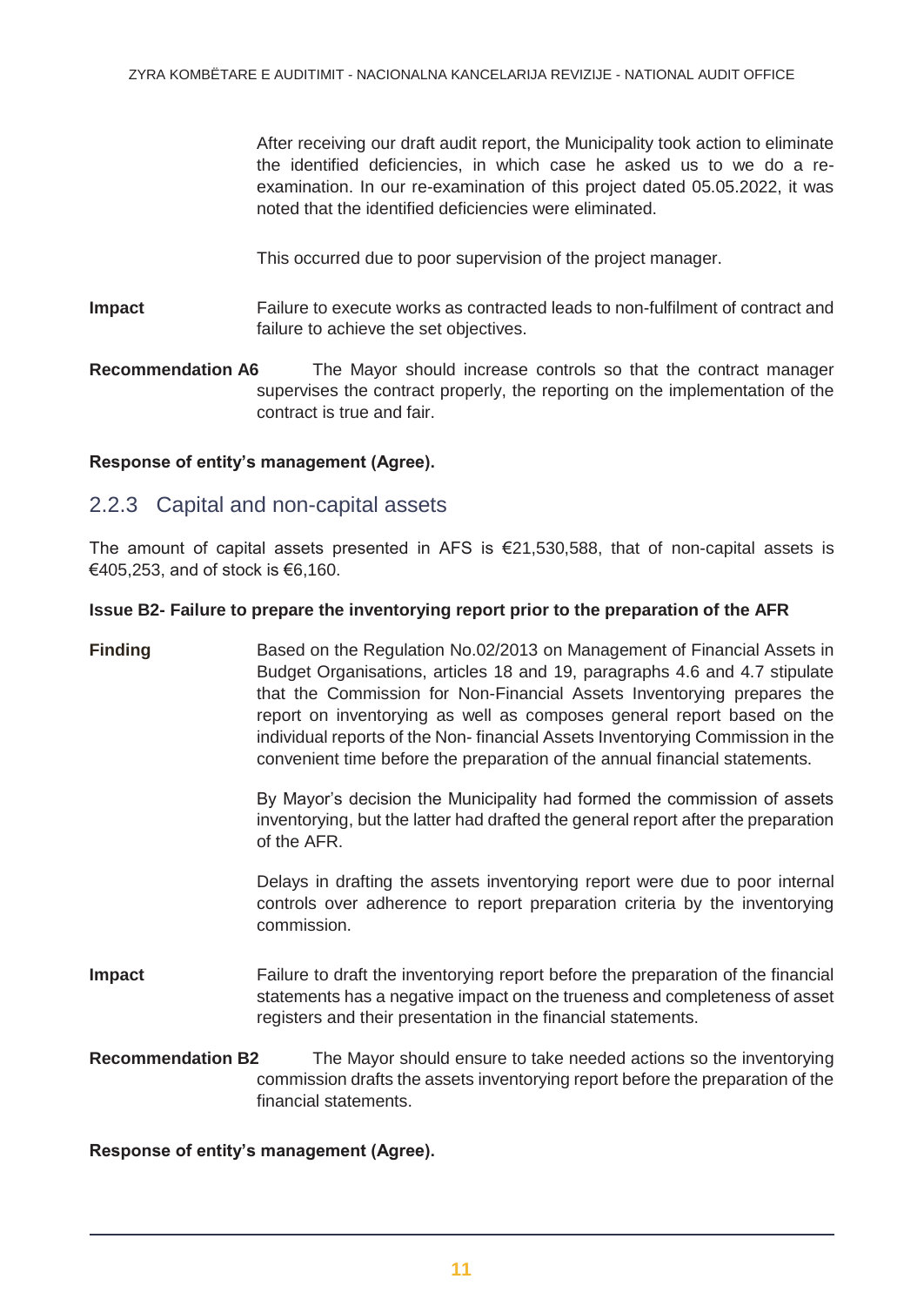After receiving our draft audit report, the Municipality took action to eliminate the identified deficiencies, in which case he asked us to we do a re-examination. In our re-examination of this project dated 05.05.2022, it was noted that the identified deficiencies were eliminated.

This occurred due to poor supervision of the project manager.

**Impact** Failure to execute works as contracted leads to non-fulfilment of contract and failure to achieve the set objectives.

**Recommendation A6** The Mayor should increase controls so that the contract manager supervises the contract properly, the reporting on the implementation of the contract is true and fair.

**Response of entity's management (Agree).**

## 2.2.3 Capital and non-capital assets

The amount of capital assets presented in AFS is €21,530,588, that of non-capital assets is €405,253, and of stock is €6,160.

**Issue B2- Failure to prepare the inventorying report prior to the preparation of the AFR**

**Finding** Based on the Regulation No.02/2013 on Management of Financial Assets in Budget Organisations, articles 18 and 19, paragraphs 4.6 and 4.7 stipulate that the Commission for Non-Financial Assets Inventorying prepares the report on inventorying as well as composes general report based on the individual reports of the Non- financial Assets Inventorying Commission in the convenient time before the preparation of the annual financial statements.

By Mayor's decision the Municipality had formed the commission of assets inventorying, but the latter had drafted the general report after the preparation of the AFR.

Delays in drafting the assets inventorying report were due to poor internal controls over adherence to report preparation criteria by the inventorying commission.

**Impact** Failure to draft the inventorying report before the preparation of the financial statements has a negative impact on the trueness and completeness of asset registers and their presentation in the financial statements.

**Recommendation B2** The Mayor should ensure to take needed actions so the inventorying commission drafts the assets inventorying report before the preparation of the financial statements.

**Response of entity's management (Agree).**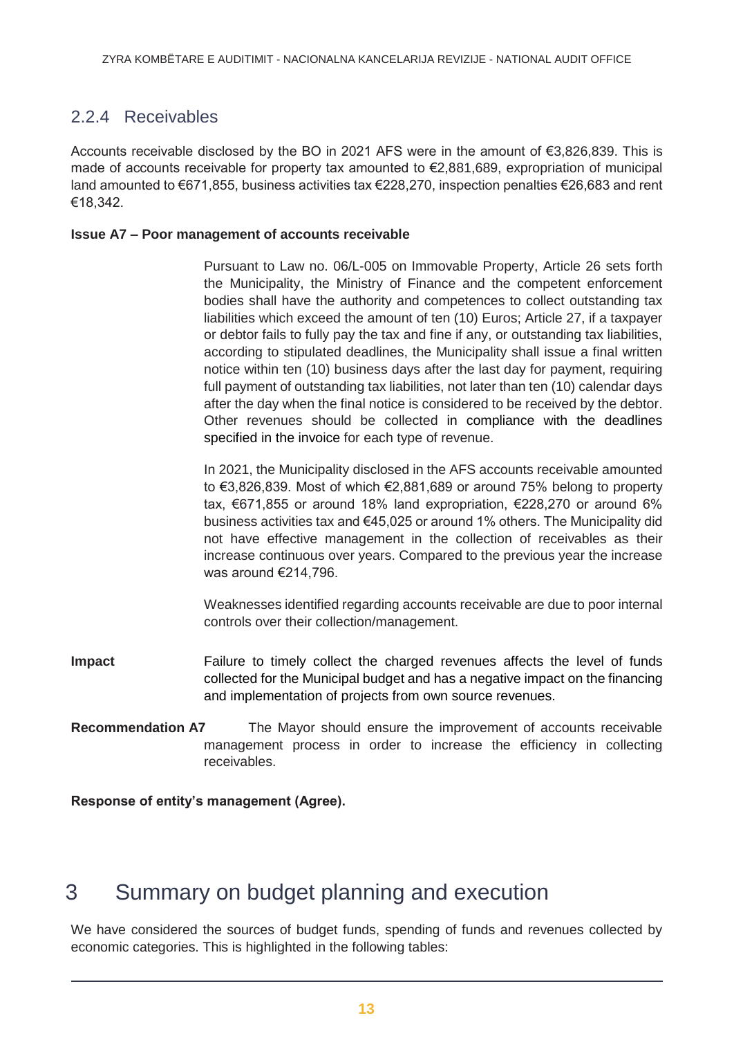## 2.2.4 Receivables

Accounts receivable disclosed by the BO in 2021 AFS were in the amount of €3,826,839. This is made of accounts receivable for property tax amounted to €2,881,689, expropriation of municipal land amounted to €671,855, business activities tax €228,270, inspection penalties €26,683 and rent €18,342.

**Issue A7 – Poor management of accounts receivable**

Pursuant to Law no. 06/L-005 on Immovable Property, Article 26 sets forth the Municipality, the Ministry of Finance and the competent enforcement bodies shall have the authority and competences to collect outstanding tax liabilities which exceed the amount of ten (10) Euros; Article 27, if a taxpayer or debtor fails to fully pay the tax and fine if any, or outstanding tax liabilities, according to stipulated deadlines, the Municipality shall issue a final written notice within ten (10) business days after the last day for payment, requiring full payment of outstanding tax liabilities, not later than ten (10) calendar days after the day when the final notice is considered to be received by the debtor. Other revenues should be collected in compliance with the deadlines specified in the invoice for each type of revenue.

In 2021, the Municipality disclosed in the AFS accounts receivable amounted to €3,826,839. Most of which €2,881,689 or around 75% belong to property tax, €671,855 or around 18% land expropriation, €228,270 or around 6% business activities tax and €45,025 or around 1% others. The Municipality did not have effective management in the collection of receivables as their increase continuous over years. Compared to the previous year the increase was around €214,796.

Weaknesses identified regarding accounts receivable are due to poor internal controls over their collection/management.

**Impact** Failure to timely collect the charged revenues affects the level of funds collected for the Municipal budget and has a negative impact on the financing and implementation of projects from own source revenues.

**Recommendation A7** The Mayor should ensure the improvement of accounts receivable management process in order to increase the efficiency in collecting receivables.

**Response of entity's management (Agree).**

# 3 Summary on budget planning and execution

We have considered the sources of budget funds, spending of funds and revenues collected by economic categories. This is highlighted in the following tables: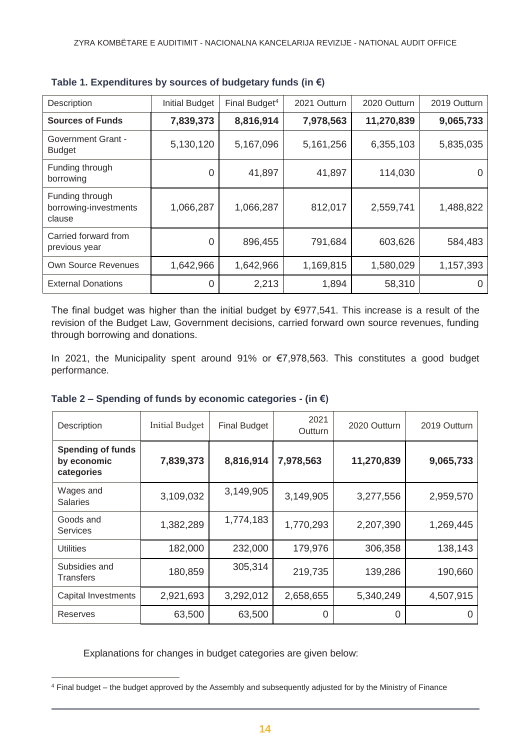**Table 1. Expenditures by sources of budgetary funds (in €)**

| Description | Initial Budget | Final Budget[4] | 2021 Outturn | 2020 Outturn | 2019 Outturn |
|---|---|---|---|---|---|
| **Sources of Funds** | **7,839,373** | **8,816,914** | **7,978,563** | **11,270,839** | **9,065,733** |
| Government Grant - Budget | 5,130,120 | 5,167,096 | 5,161,256 | 6,355,103 | 5,835,035 |
| Funding through borrowing | 0 | 41,897 | 41,897 | 114,030 | 0 |
| Funding through borrowing-investments clause | 1,066,287 | 1,066,287 | 812,017 | 2,559,741 | 1,488,822 |
| Carried forward from previous year | 0 | 896,455 | 791,684 | 603,626 | 584,483 |
| Own Source Revenues | 1,642,966 | 1,642,966 | 1,169,815 | 1,580,029 | 1,157,393 |
| External Donations | 0 | 2,213 | 1,894 | 58,310 | 0 |

The final budget was higher than the initial budget by €977,541. This increase is a result of the revision of the Budget Law, Government decisions, carried forward own source revenues, funding through borrowing and donations.

In 2021, the Municipality spent around 91% or €7,978,563. This constitutes a good budget performance.

**Table 2 – Spending of funds by economic categories - (in €)**

| Description | Initial Budget | Final Budget | 2021 Outturn | 2020 Outturn | 2019 Outturn |
|---|---|---|---|---|---|
| **Spending of funds by economic categories** | **7,839,373** | **8,816,914** | **7,978,563** | **11,270,839** | **9,065,733** |
| Wages and Salaries | 3,109,032 | 3,149,905 | 3,149,905 | 3,277,556 | 2,959,570 |
| Goods and Services | 1,382,289 | 1,774,183 | 1,770,293 | 2,207,390 | 1,269,445 |
| Utilities | 182,000 | 232,000 | 179,976 | 306,358 | 138,143 |
| Subsidies and Transfers | 180,859 | 305,314 | 219,735 | 139,286 | 190,660 |
| Capital Investments | 2,921,693 | 3,292,012 | 2,658,655 | 5,340,249 | 4,507,915 |
| Reserves | 63,500 | 63,500 | 0 | 0 | 0 |

Explanations for changes in budget categories are given below:

[4] Final budget – the budget approved by the Assembly and subsequently adjusted for by the Ministry of Finance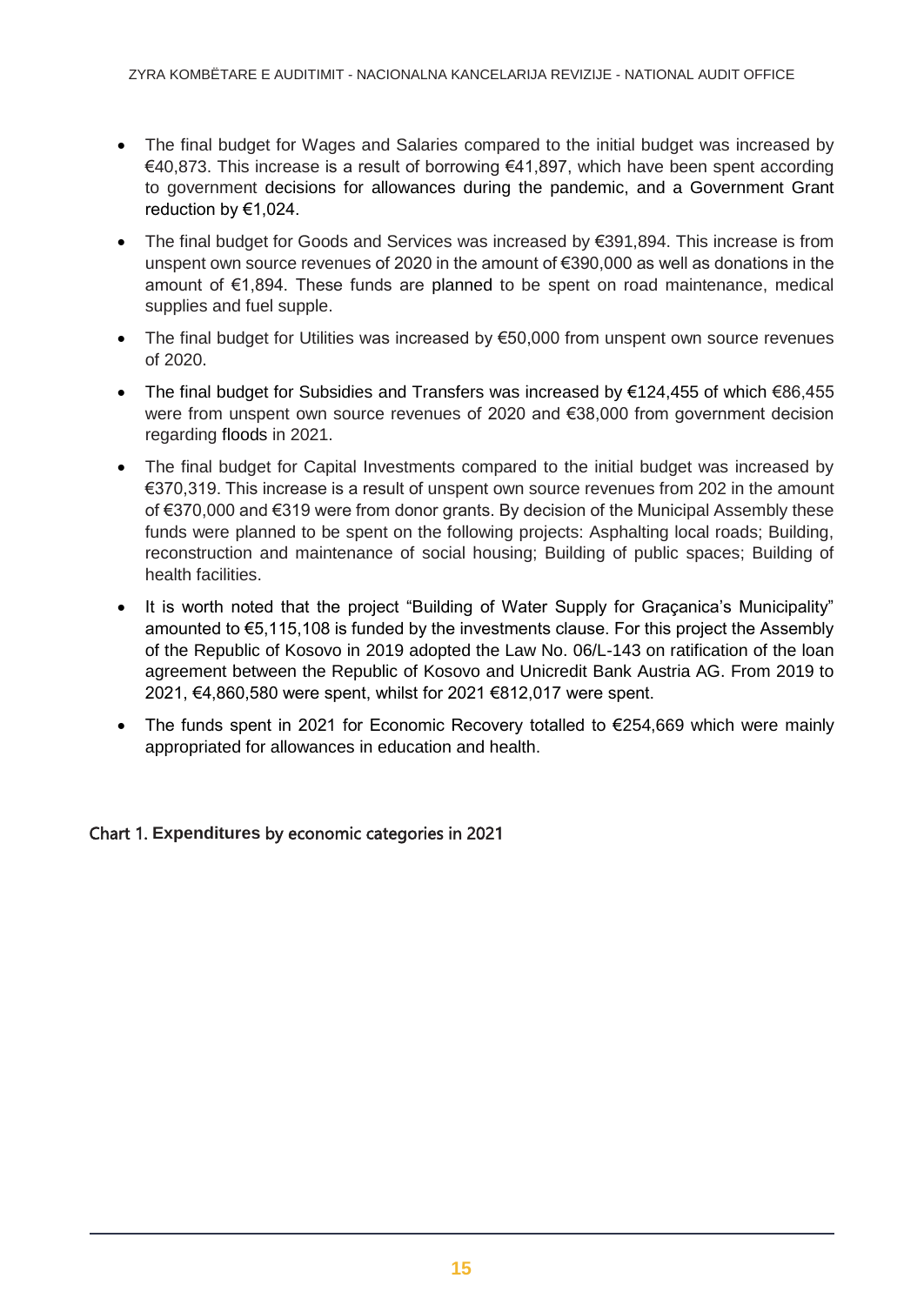- The final budget for Wages and Salaries compared to the initial budget was increased by €40,873. This increase is a result of borrowing €41,897, which have been spent according to government decisions for allowances during the pandemic, and a Government Grant reduction by €1,024.
- The final budget for Goods and Services was increased by €391,894. This increase is from unspent own source revenues of 2020 in the amount of €390,000 as well as donations in the amount of €1,894. These funds are planned to be spent on road maintenance, medical supplies and fuel supple.
- The final budget for Utilities was increased by €50,000 from unspent own source revenues of 2020.
- The final budget for Subsidies and Transfers was increased by €124,455 of which €86,455 were from unspent own source revenues of 2020 and €38,000 from government decision regarding floods in 2021.
- The final budget for Capital Investments compared to the initial budget was increased by €370,319. This increase is a result of unspent own source revenues from 202 in the amount of €370,000 and €319 were from donor grants. By decision of the Municipal Assembly these funds were planned to be spent on the following projects: Asphalting local roads; Building, reconstruction and maintenance of social housing; Building of public spaces; Building of health facilities.
- It is worth noted that the project "Building of Water Supply for Graçanica's Municipality" amounted to €5,115,108 is funded by the investments clause. For this project the Assembly of the Republic of Kosovo in 2019 adopted the Law No. 06/L-143 on ratification of the loan agreement between the Republic of Kosovo and Unicredit Bank Austria AG. From 2019 to 2021, €4,860,580 were spent, whilst for 2021 €812,017 were spent.
- The funds spent in 2021 for Economic Recovery totalled to €254,669 which were mainly appropriated for allowances in education and health.

Chart 1. Expenditures by economic categories in 2021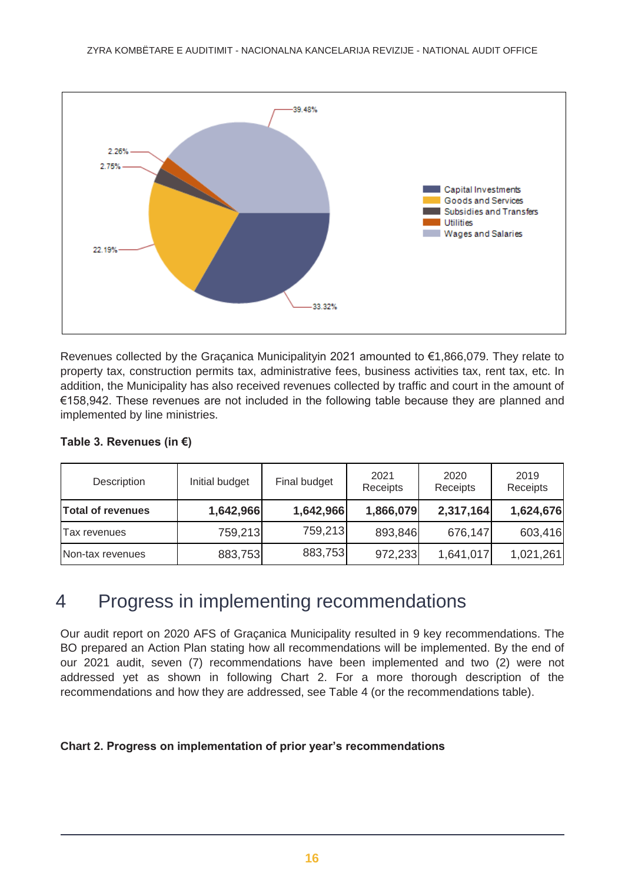Revenues collected by the Graçanica Municipalityin 2021 amounted to €1,866,079. They relate to property tax, construction permits tax, administrative fees, business activities tax, rent tax, etc. In addition, the Municipality has also received revenues collected by traffic and court in the amount of €158,942. These revenues are not included in the following table because they are planned and implemented by line ministries.

**Table 3. Revenues (in €)**

| Description | Initial budget | Final budget | 2021 Receipts | 2020 Receipts | 2019 Receipts |
|---|---|---|---|---|---|
| **Total of revenues** | **1,642,966** | **1,642,966** | **1,866,079** | **2,317,164** | **1,624,676** |
| Tax revenues | 759,213 | 759,213 | 893,846 | 676,147 | 603,416 |
| Non-tax revenues | 883,753 | 883,753 | 972,233 | 1,641,017 | 1,021,261 |

# 4 Progress in implementing recommendations

Our audit report on 2020 AFS of Graçanica Municipality resulted in 9 key recommendations. The BO prepared an Action Plan stating how all recommendations will be implemented. By the end of our 2021 audit, seven (7) recommendations have been implemented and two (2) were not addressed yet as shown in following Chart 2. For a more thorough description of the recommendations and how they are addressed, see Table 4 (or the recommendations table).

**Chart 2. Progress on implementation of prior year's recommendations**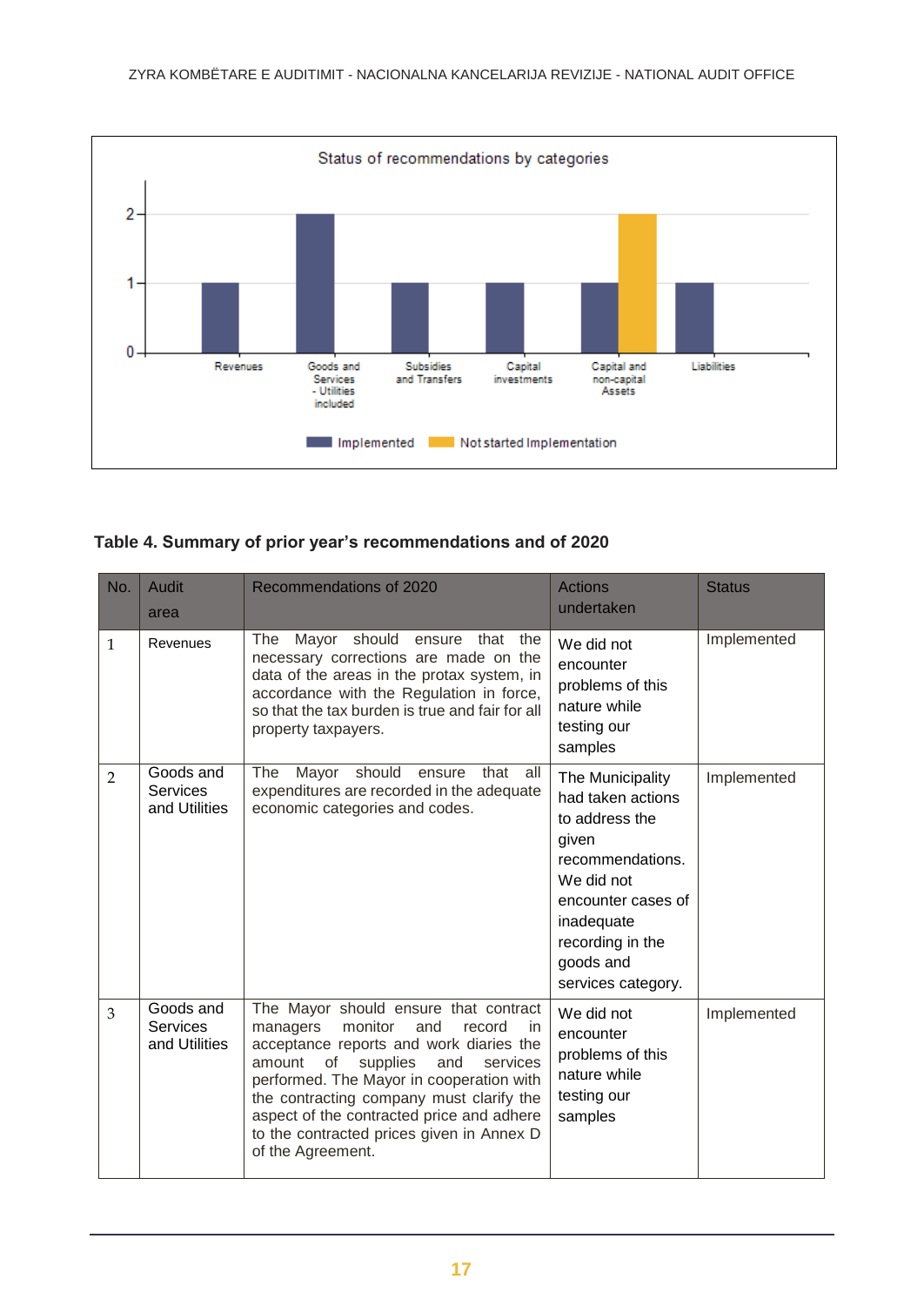Status of recommendations by categories

| Category | Implemented | Not started Implementation |
|---|---|---|
| Revenues | 1 | |
| Goods and Services - Utilities included | 2 | |
| Subsidies and Transfers | 1 | |
| Capital investments | 1 | |
| Capital and non-capital Assets | 1 | 2 |
| Liabilities | 1 | |

**Table 4. Summary of prior year's recommendations and of 2020**

| No. | Audit area | Recommendations of 2020 | Actions undertaken | Status |
|---|---|---|---|---|
| 1 | Revenues | The Mayor should ensure that the necessary corrections are made on the data of the areas in the protax system, in accordance with the Regulation in force, so that the tax burden is true and fair for all property taxpayers. | We did not encounter problems of this nature while testing our samples | Implemented |
| 2 | Goods and Services and Utilities | The Mayor should ensure that all expenditures are recorded in the adequate economic categories and codes. | The Municipality had taken actions to address the given recommendations. We did not encounter cases of inadequate recording in the goods and services category. | Implemented |
| 3 | Goods and Services and Utilities | The Mayor should ensure that contract managers monitor and record in acceptance reports and work diaries the amount of supplies and services performed. The Mayor in cooperation with the contracting company must clarify the aspect of the contracted price and adhere to the contracted prices given in Annex D of the Agreement. | We did not encounter problems of this nature while testing our samples | Implemented |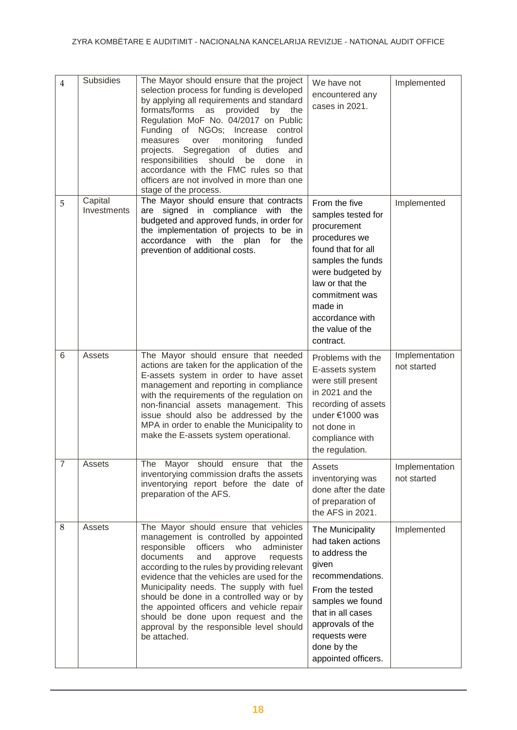| 4 | Subsidies | The Mayor should ensure that the project selection process for funding is developed by applying all requirements and standard formats/forms as provided by the Regulation MoF No. 04/2017 on Public Funding of NGOs; Increase control measures over monitoring funded projects. Segregation of duties and responsibilities should be done in accordance with the FMC rules so that officers are not involved in more than one stage of the process. | We have not encountered any cases in 2021. | Implemented |
|---|---|---|---|---|
| 5 | Capital Investments | The Mayor should ensure that contracts are signed in compliance with the budgeted and approved funds, in order for the implementation of projects to be in accordance with the plan for the prevention of additional costs. | From the five samples tested for procurement procedures we found that for all samples the funds were budgeted by law or that the commitment was made in accordance with the value of the contract. | Implemented |
| 6 | Assets | The Mayor should ensure that needed actions are taken for the application of the E-assets system in order to have asset management and reporting in compliance with the requirements of the regulation on non-financial assets management. This issue should also be addressed by the MPA in order to enable the Municipality to make the E-assets system operational. | Problems with the E-assets system were still present in 2021 and the recording of assets under €1000 was not done in compliance with the regulation. | Implementation not started |
| 7 | Assets | The Mayor should ensure that the inventorying commission drafts the assets inventorying report before the date of preparation of the AFS. | Assets inventorying was done after the date of preparation of the AFS in 2021. | Implementation not started |
| 8 | Assets | The Mayor should ensure that vehicles management is controlled by appointed responsible officers who administer documents and approve requests according to the rules by providing relevant evidence that the vehicles are used for the Municipality needs. The supply with fuel should be done in a controlled way or by the appointed officers and vehicle repair should be done upon request and the approval by the responsible level should be attached. | The Municipality had taken actions to address the given recommendations. From the tested samples we found that in all cases approvals of the requests were done by the appointed officers. | Implemented |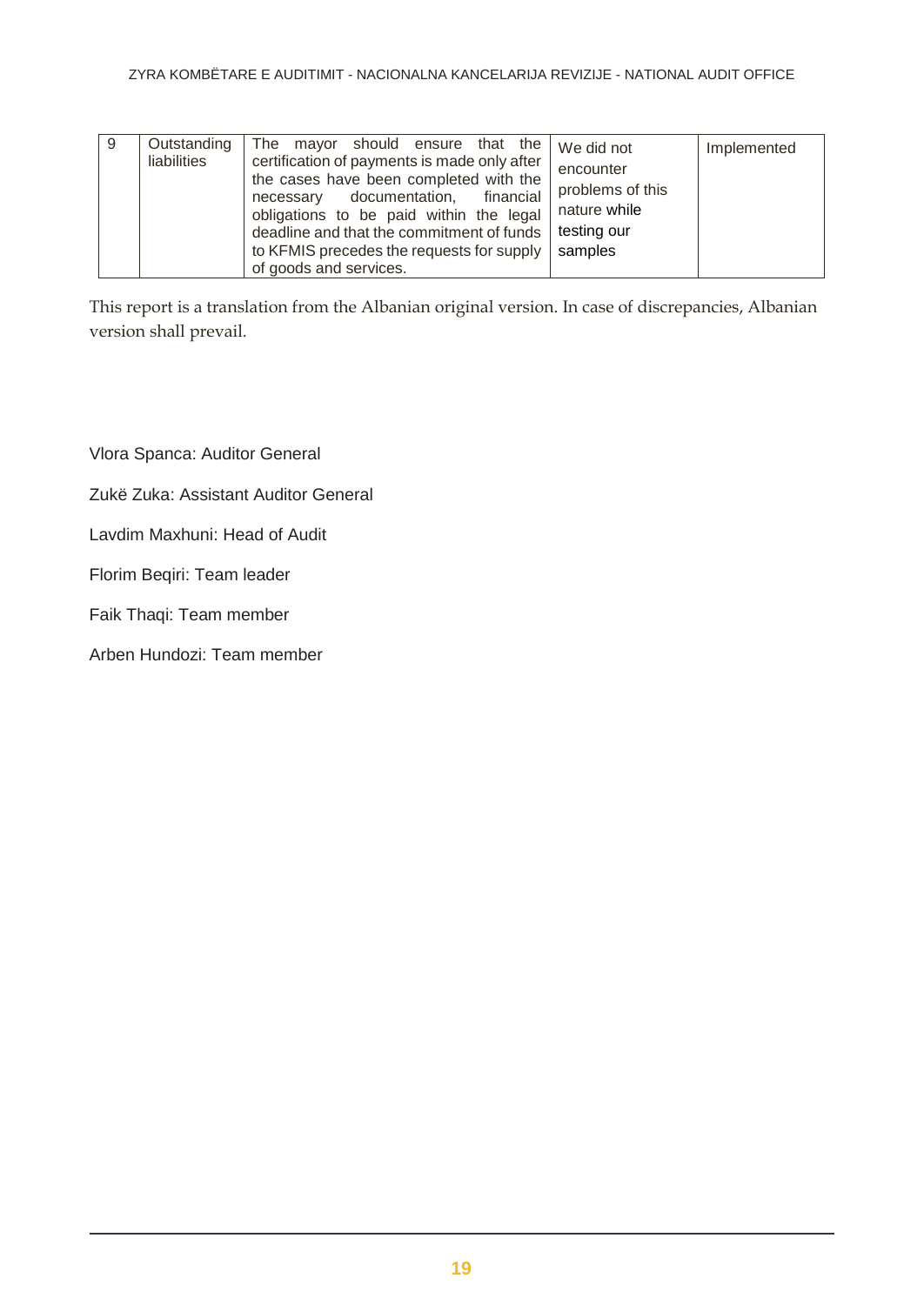| 9 | Outstanding liabilities | The mayor should ensure that the certification of payments is made only after the cases have been completed with the necessary documentation, financial obligations to be paid within the legal deadline and that the commitment of funds to KFMIS precedes the requests for supply of goods and services. | We did not encounter problems of this nature while testing our samples | Implemented |
|---|---|---|---|---|

This report is a translation from the Albanian original version. In case of discrepancies, Albanian version shall prevail.

Vlora Spanca: Auditor General

Zukë Zuka: Assistant Auditor General

Lavdim Maxhuni: Head of Audit

Florim Beqiri: Team leader

Faik Thaqi: Team member

Arben Hundozi: Team member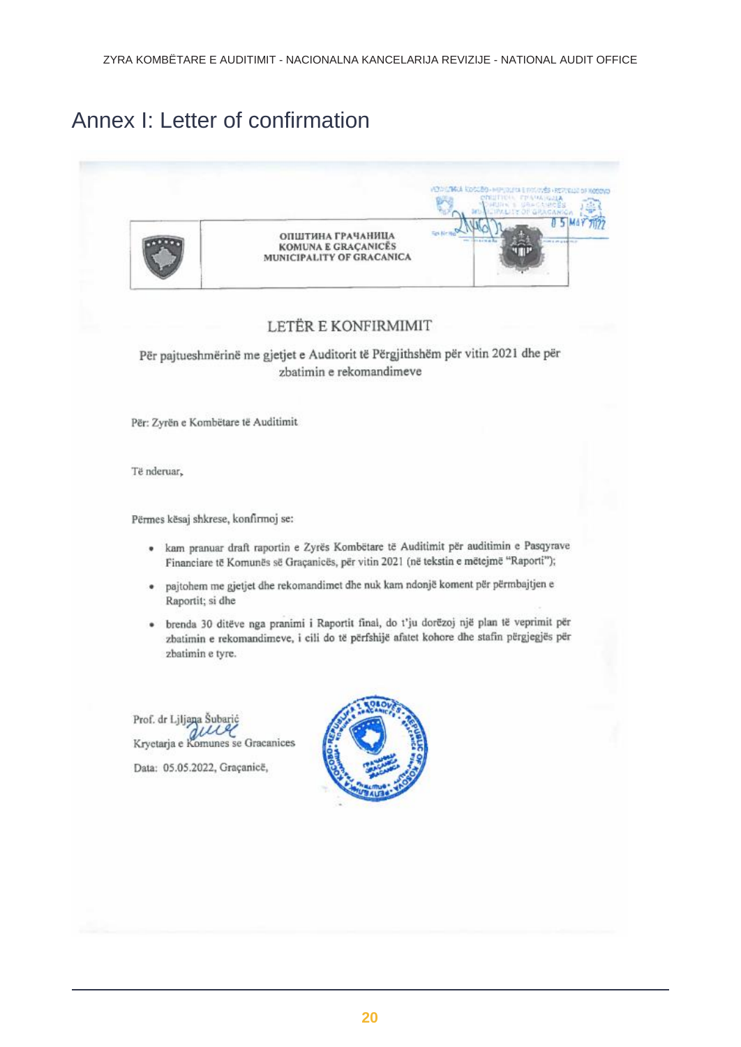# Annex I: Letter of confirmation

ОПШТИНА ГРАЧАНИЦА
KOMUNA E GRAÇANICËS
MUNICIPALITY OF GRACANICA

## LETËR E KONFIRMIMIT

Për pajtueshmërinë me gjetjet e Auditorit të Përgjithshëm për vitin 2021 dhe për zbatimin e rekomandimeve

Për: Zyrën e Kombëtare të Auditimit

Të nderuar,

Përmes kësaj shkrese, konfirmoj se:

- kam pranuar draft raportin e Zyrës Kombëtare të Auditimit për auditimin e Pasqyrave Financiare të Komunës së Graçanicës, për vitin 2021 (në tekstin e mëtejmë "Raporti");
- pajtohem me gjetjet dhe rekomandimet dhe nuk kam ndonjë koment për përmbajtjen e Raportit; si dhe
- brenda 30 ditëve nga pranimi i Raportit final, do t'ju dorëzoj një plan të veprimit për zbatimin e rekomandimeve, i cili do të përfshijë afatet kohore dhe stafin përgjegjës për zbatimin e tyre.

Prof. dr Ljljana Šubarić

Kryetarja e Komunes se Gracanices

Data: 05.05.2022, Graçanicë,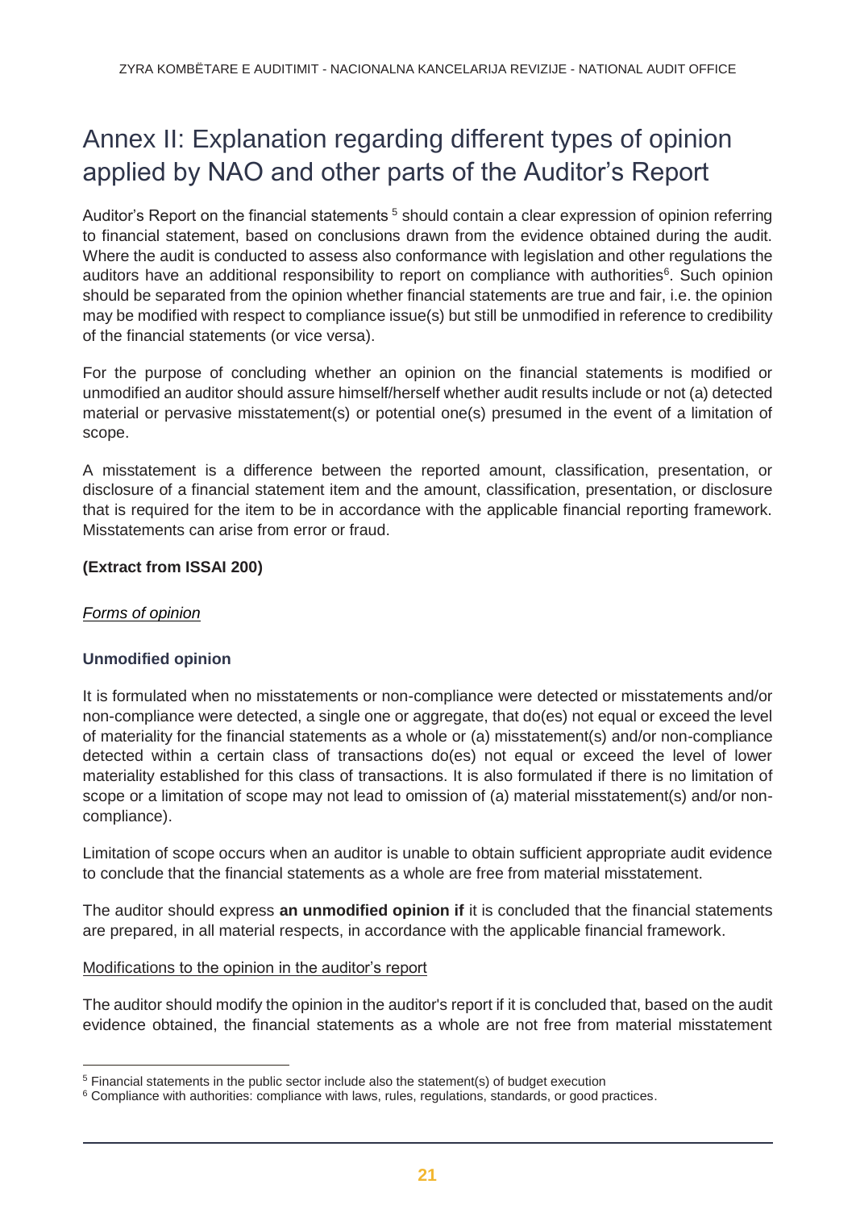# Annex II: Explanation regarding different types of opinion applied by NAO and other parts of the Auditor's Report

Auditor's Report on the financial statements [5] should contain a clear expression of opinion referring to financial statement, based on conclusions drawn from the evidence obtained during the audit. Where the audit is conducted to assess also conformance with legislation and other regulations the auditors have an additional responsibility to report on compliance with authorities[6]. Such opinion should be separated from the opinion whether financial statements are true and fair, i.e. the opinion may be modified with respect to compliance issue(s) but still be unmodified in reference to credibility of the financial statements (or vice versa).

For the purpose of concluding whether an opinion on the financial statements is modified or unmodified an auditor should assure himself/herself whether audit results include or not (a) detected material or pervasive misstatement(s) or potential one(s) presumed in the event of a limitation of scope.

A misstatement is a difference between the reported amount, classification, presentation, or disclosure of a financial statement item and the amount, classification, presentation, or disclosure that is required for the item to be in accordance with the applicable financial reporting framework. Misstatements can arise from error or fraud.

**(Extract from ISSAI 200)**

*Forms of opinion*

### Unmodified opinion

It is formulated when no misstatements or non-compliance were detected or misstatements and/or non-compliance were detected, a single one or aggregate, that do(es) not equal or exceed the level of materiality for the financial statements as a whole or (a) misstatement(s) and/or non-compliance detected within a certain class of transactions do(es) not equal or exceed the level of lower materiality established for this class of transactions. It is also formulated if there is no limitation of scope or a limitation of scope may not lead to omission of (a) material misstatement(s) and/or non-compliance).

Limitation of scope occurs when an auditor is unable to obtain sufficient appropriate audit evidence to conclude that the financial statements as a whole are free from material misstatement.

The auditor should express **an unmodified opinion if** it is concluded that the financial statements are prepared, in all material respects, in accordance with the applicable financial framework.

Modifications to the opinion in the auditor's report

The auditor should modify the opinion in the auditor's report if it is concluded that, based on the audit evidence obtained, the financial statements as a whole are not free from material misstatement

---

[5] Financial statements in the public sector include also the statement(s) of budget execution

[6] Compliance with authorities: compliance with laws, rules, regulations, standards, or good practices.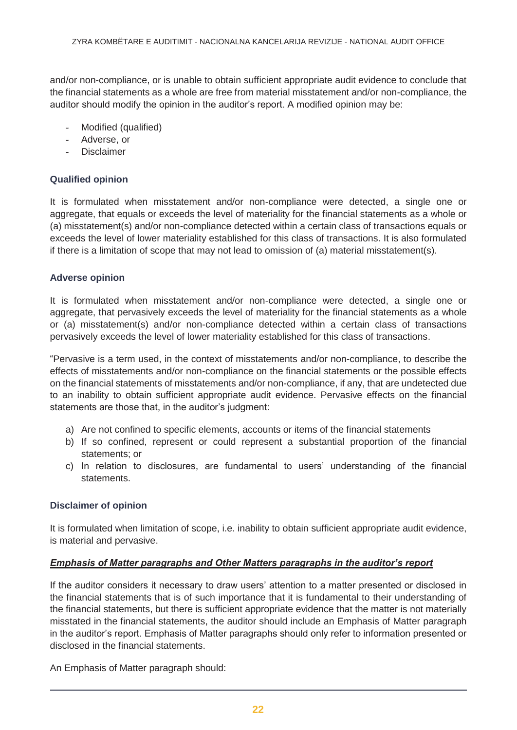and/or non-compliance, or is unable to obtain sufficient appropriate audit evidence to conclude that the financial statements as a whole are free from material misstatement and/or non-compliance, the auditor should modify the opinion in the auditor's report. A modified opinion may be:

- Modified (qualified)
- Adverse, or
- Disclaimer

**Qualified opinion**

It is formulated when misstatement and/or non-compliance were detected, a single one or aggregate, that equals or exceeds the level of materiality for the financial statements as a whole or (a) misstatement(s) and/or non-compliance detected within a certain class of transactions equals or exceeds the level of lower materiality established for this class of transactions. It is also formulated if there is a limitation of scope that may not lead to omission of (a) material misstatement(s).

**Adverse opinion**

It is formulated when misstatement and/or non-compliance were detected, a single one or aggregate, that pervasively exceeds the level of materiality for the financial statements as a whole or (a) misstatement(s) and/or non-compliance detected within a certain class of transactions pervasively exceeds the level of lower materiality established for this class of transactions.

"Pervasive is a term used, in the context of misstatements and/or non-compliance, to describe the effects of misstatements and/or non-compliance on the financial statements or the possible effects on the financial statements of misstatements and/or non-compliance, if any, that are undetected due to an inability to obtain sufficient appropriate audit evidence. Pervasive effects on the financial statements are those that, in the auditor's judgment:

a) Are not confined to specific elements, accounts or items of the financial statements
b) If so confined, represent or could represent a substantial proportion of the financial statements; or
c) In relation to disclosures, are fundamental to users' understanding of the financial statements.

**Disclaimer of opinion**

It is formulated when limitation of scope, i.e. inability to obtain sufficient appropriate audit evidence, is material and pervasive.

***Emphasis of Matter paragraphs and Other Matters paragraphs in the auditor's report***

If the auditor considers it necessary to draw users' attention to a matter presented or disclosed in the financial statements that is of such importance that it is fundamental to their understanding of the financial statements, but there is sufficient appropriate evidence that the matter is not materially misstated in the financial statements, the auditor should include an Emphasis of Matter paragraph in the auditor's report. Emphasis of Matter paragraphs should only refer to information presented or disclosed in the financial statements.

An Emphasis of Matter paragraph should: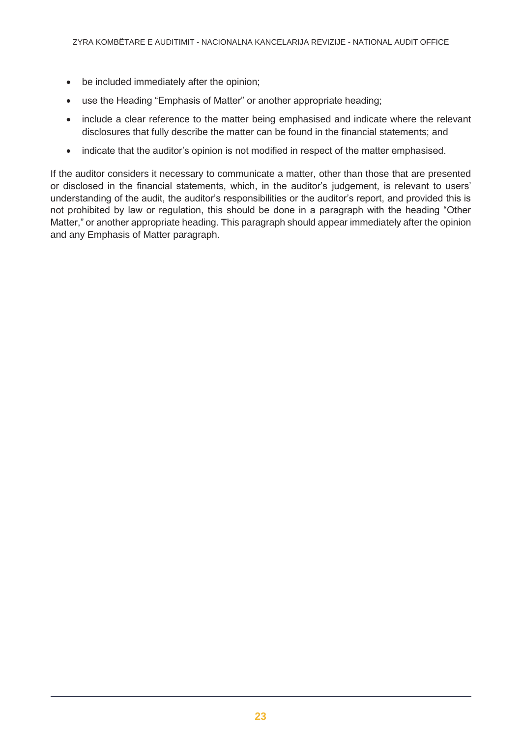- be included immediately after the opinion;
- use the Heading "Emphasis of Matter" or another appropriate heading;
- include a clear reference to the matter being emphasised and indicate where the relevant disclosures that fully describe the matter can be found in the financial statements; and
- indicate that the auditor's opinion is not modified in respect of the matter emphasised.

If the auditor considers it necessary to communicate a matter, other than those that are presented or disclosed in the financial statements, which, in the auditor's judgement, is relevant to users' understanding of the audit, the auditor's responsibilities or the auditor's report, and provided this is not prohibited by law or regulation, this should be done in a paragraph with the heading "Other Matter," or another appropriate heading. This paragraph should appear immediately after the opinion and any Emphasis of Matter paragraph.